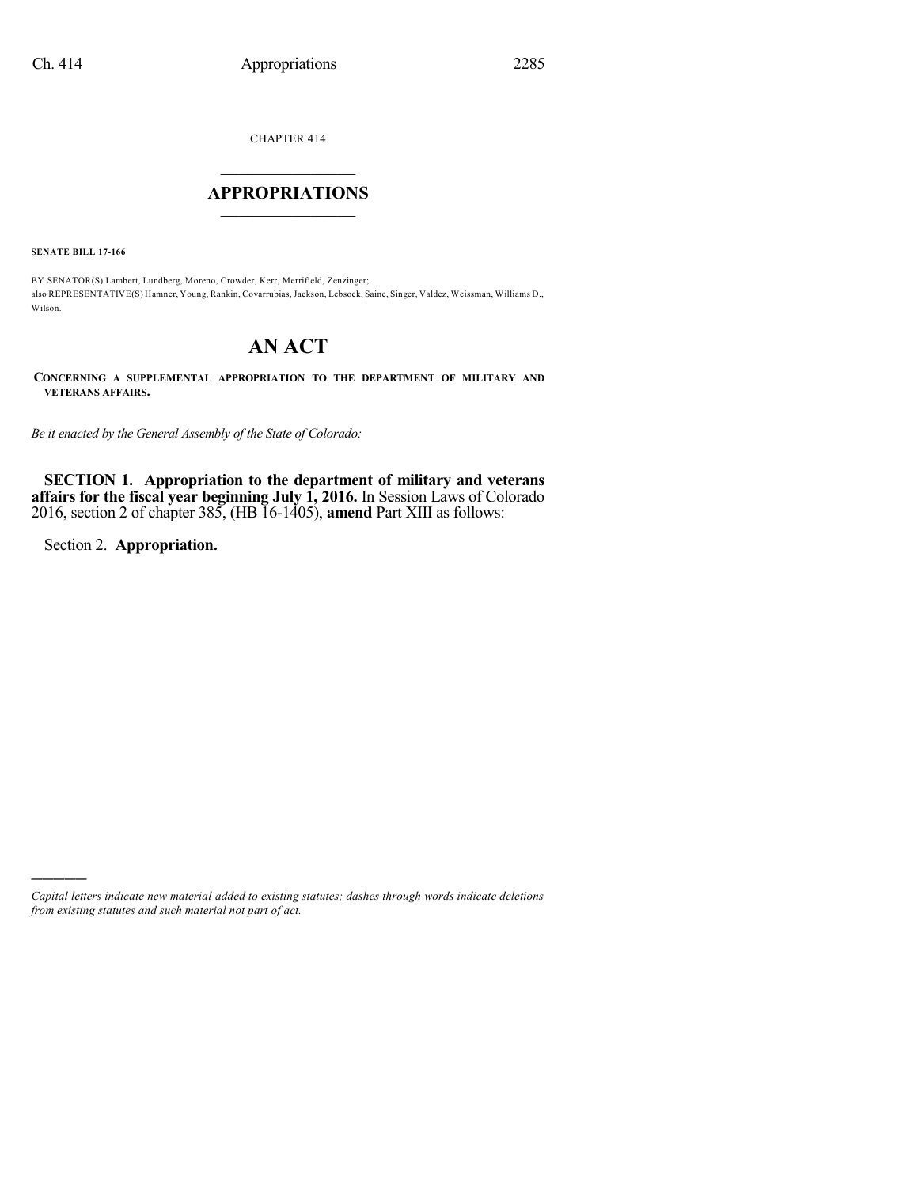CHAPTER 414

# APPROPRIATIONS

**SENATE BILL 17-166**

BY SENATOR(S) Lambert, Lundberg, Moreno, Crowder, Kerr, Merrifield, Zenzinger;
also REPRESENTATIVE(S) Hamner, Young, Rankin, Covarrubias, Jackson, Lebsock, Saine, Singer, Valdez, Weissman, Williams D., Wilson.

# AN ACT

**CONCERNING A SUPPLEMENTAL APPROPRIATION TO THE DEPARTMENT OF MILITARY AND VETERANS AFFAIRS.**

*Be it enacted by the General Assembly of the State of Colorado:*

**SECTION 1. Appropriation to the department of military and veterans affairs for the fiscal year beginning July 1, 2016.** In Session Laws of Colorado 2016, section 2 of chapter 385, (HB 16-1405), **amend** Part XIII as follows:

Section 2. **Appropriation.**

*Capital letters indicate new material added to existing statutes; dashes through words indicate deletions from existing statutes and such material not part of act.*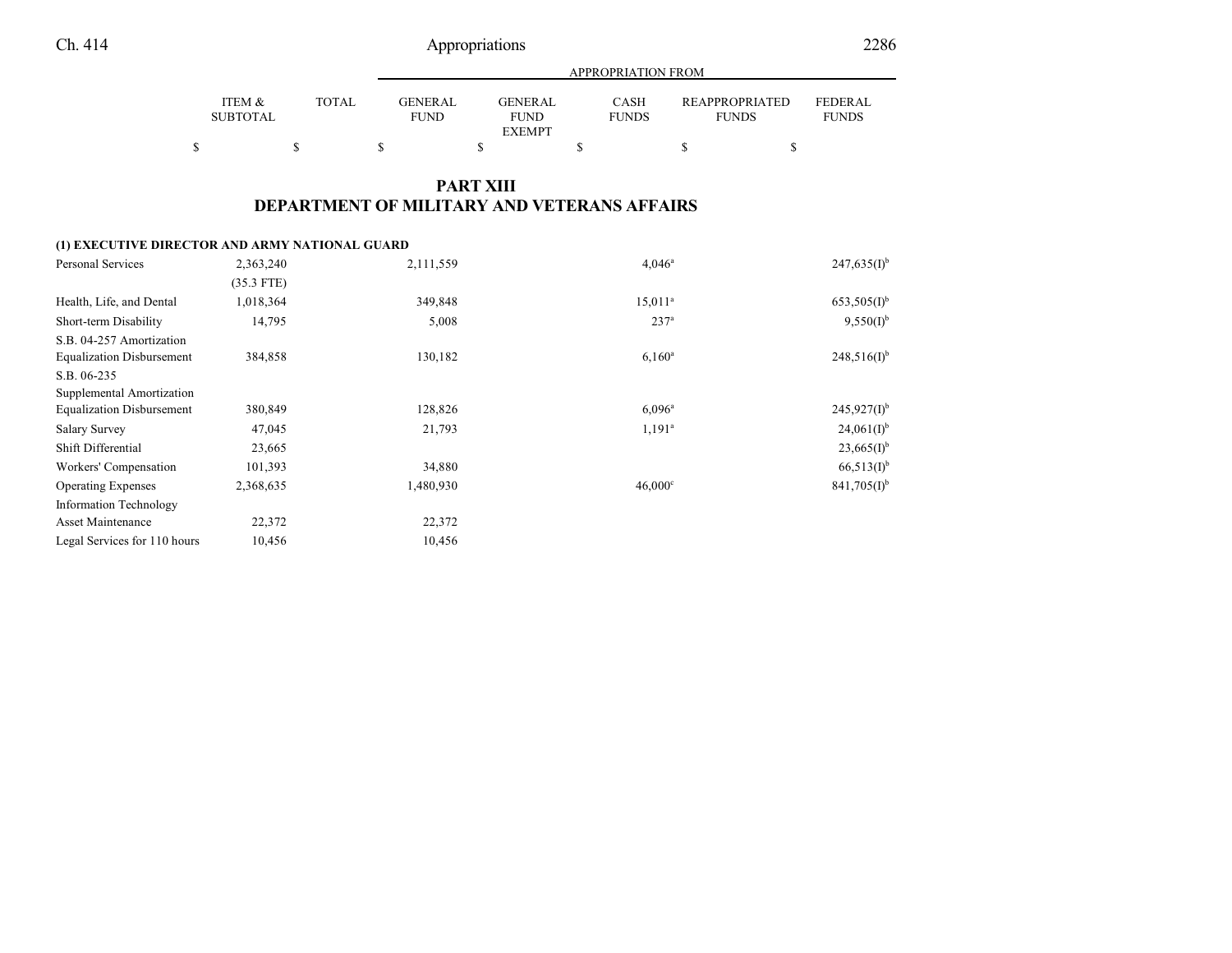## PART XIII
## DEPARTMENT OF MILITARY AND VETERANS AFFAIRS

| | ITEM & SUBTOTAL | TOTAL | GENERAL FUND | GENERAL FUND EXEMPT | CASH FUNDS | REAPPROPRIATED FUNDS | FEDERAL FUNDS |
|---|---|---|---|---|---|---|---|
| | | | APPROPRIATION FROM | | | | |
| | $ | $ | $ | $ | $ | $ | $ |
| **(1) EXECUTIVE DIRECTOR AND ARMY NATIONAL GUARD** | | | | | | | |
| Personal Services | 2,363,240 | | 2,111,559 | | 4,046[a] | | 247,635(I)[b] |
| | (35.3 FTE) | | | | | | |
| Health, Life, and Dental | 1,018,364 | | 349,848 | | 15,011[a] | | 653,505(I)[b] |
| Short-term Disability | 14,795 | | 5,008 | | 237[a] | | 9,550(I)[b] |
| S.B. 04-257 Amortization Equalization Disbursement | 384,858 | | 130,182 | | 6,160[a] | | 248,516(I)[b] |
| S.B. 06-235 Supplemental Amortization Equalization Disbursement | 380,849 | | 128,826 | | 6,096[a] | | 245,927(I)[b] |
| Salary Survey | 47,045 | | 21,793 | | 1,191[a] | | 24,061(I)[b] |
| Shift Differential | 23,665 | | | | | | 23,665(I)[b] |
| Workers' Compensation | 101,393 | | 34,880 | | | | 66,513(I)[b] |
| Operating Expenses | 2,368,635 | | 1,480,930 | | 46,000[c] | | 841,705(I)[b] |
| Information Technology Asset Maintenance | 22,372 | | 22,372 | | | | |
| Legal Services for 110 hours | 10,456 | | 10,456 | | | | |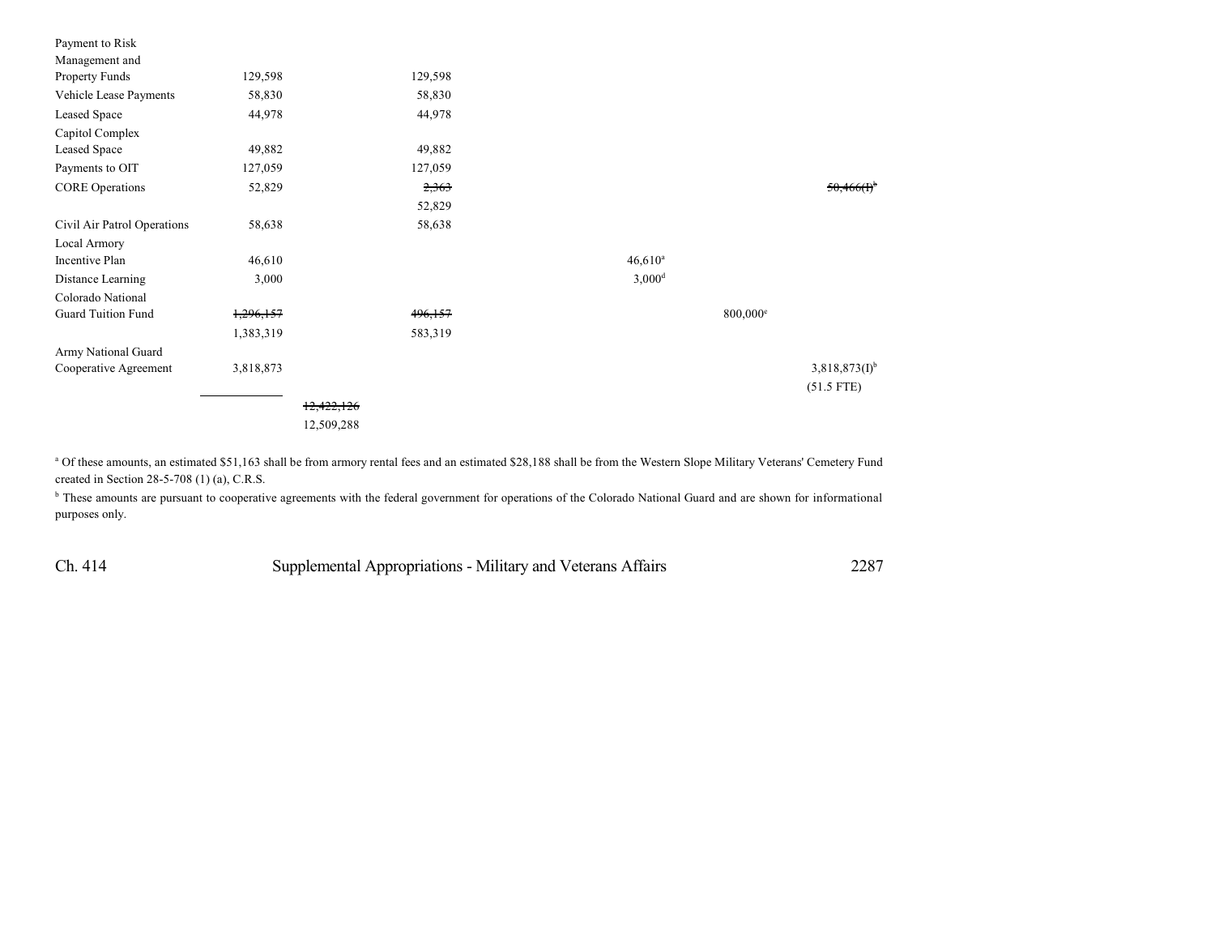| | | | | | | |
|---|---|---|---|---|---|---|
| Payment to Risk Management and Property Funds | 129,598 | | 129,598 | | | |
| Vehicle Lease Payments | 58,830 | | 58,830 | | | |
| Leased Space | 44,978 | | 44,978 | | | |
| Capitol Complex Leased Space | 49,882 | | 49,882 | | | |
| Payments to OIT | 127,059 | | 127,059 | | | |
| CORE Operations | 52,829 | | ~~2,363~~ | | | ~~50,466(I)~~[b] |
| | | | 52,829 | | | |
| Civil Air Patrol Operations | 58,638 | | 58,638 | | | |
| Local Armory Incentive Plan | 46,610 | | | 46,610[a] | | |
| Distance Learning | 3,000 | | | 3,000[d] | | |
| Colorado National Guard Tuition Fund | ~~1,296,157~~ | | ~~496,157~~ | | 800,000[e] | |
| | 1,383,319 | | 583,319 | | | |
| Army National Guard Cooperative Agreement | 3,818,873 | | | | | 3,818,873(I)[b] |
| | | | | | | (51.5 FTE) |
| | | ~~12,422,126~~ | | | | |
| | | 12,509,288 | | | | |

[a] Of these amounts, an estimated $51,163 shall be from armory rental fees and an estimated $28,188 shall be from the Western Slope Military Veterans' Cemetery Fund created in Section 28-5-708 (1) (a), C.R.S.

[b] These amounts are pursuant to cooperative agreements with the federal government for operations of the Colorado National Guard and are shown for informational purposes only.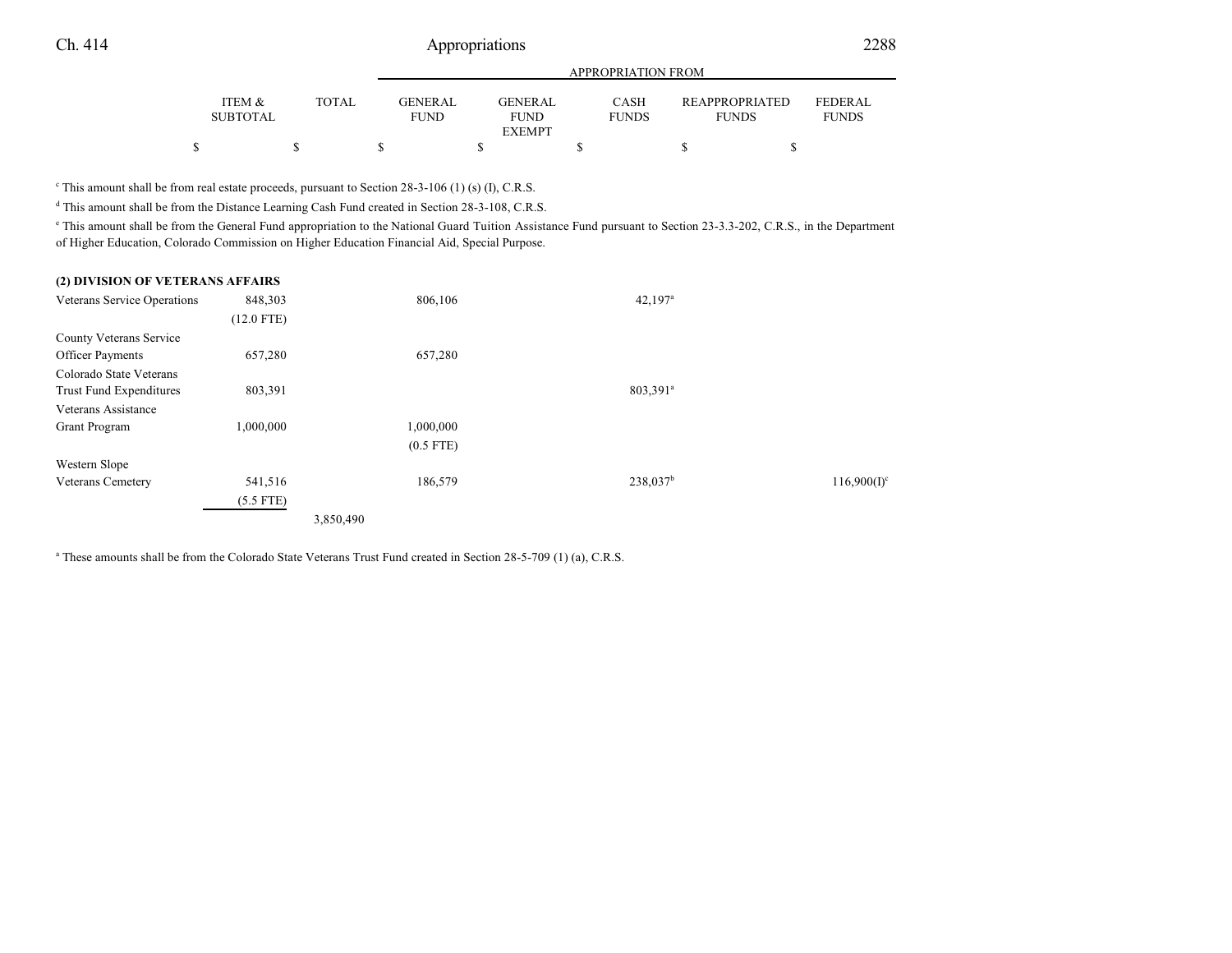| | ITEM & SUBTOTAL | TOTAL | GENERAL FUND | GENERAL FUND EXEMPT | CASH FUNDS | REAPPROPRIATED FUNDS | FEDERAL FUNDS |
|---|---|---|---|---|---|---|---|
| | $ | $ | $ | $ | $ | $ | $ |

[c] This amount shall be from real estate proceeds, pursuant to Section 28-3-106 (1) (s) (I), C.R.S.

[d] This amount shall be from the Distance Learning Cash Fund created in Section 28-3-108, C.R.S.

[e] This amount shall be from the General Fund appropriation to the National Guard Tuition Assistance Fund pursuant to Section 23-3.3-202, C.R.S., in the Department of Higher Education, Colorado Commission on Higher Education Financial Aid, Special Purpose.

**(2) DIVISION OF VETERANS AFFAIRS**

| | ITEM & SUBTOTAL | TOTAL | GENERAL FUND | GENERAL FUND EXEMPT | CASH FUNDS | REAPPROPRIATED FUNDS | FEDERAL FUNDS |
|---|---|---|---|---|---|---|---|
| Veterans Service Operations | 848,303 | | 806,106 | | 42,197[a] | | |
| | (12.0 FTE) | | | | | | |
| County Veterans Service Officer Payments | 657,280 | | 657,280 | | | | |
| Colorado State Veterans Trust Fund Expenditures | 803,391 | | | | 803,391[a] | | |
| Veterans Assistance Grant Program | 1,000,000 | | 1,000,000 | | | | |
| | | | (0.5 FTE) | | | | |
| Western Slope Veterans Cemetery | 541,516 | | 186,579 | | 238,037[b] | | 116,900(I)[c] |
| | (5.5 FTE) | | | | | | |
| | | 3,850,490 | | | | | |

[a] These amounts shall be from the Colorado State Veterans Trust Fund created in Section 28-5-709 (1) (a), C.R.S.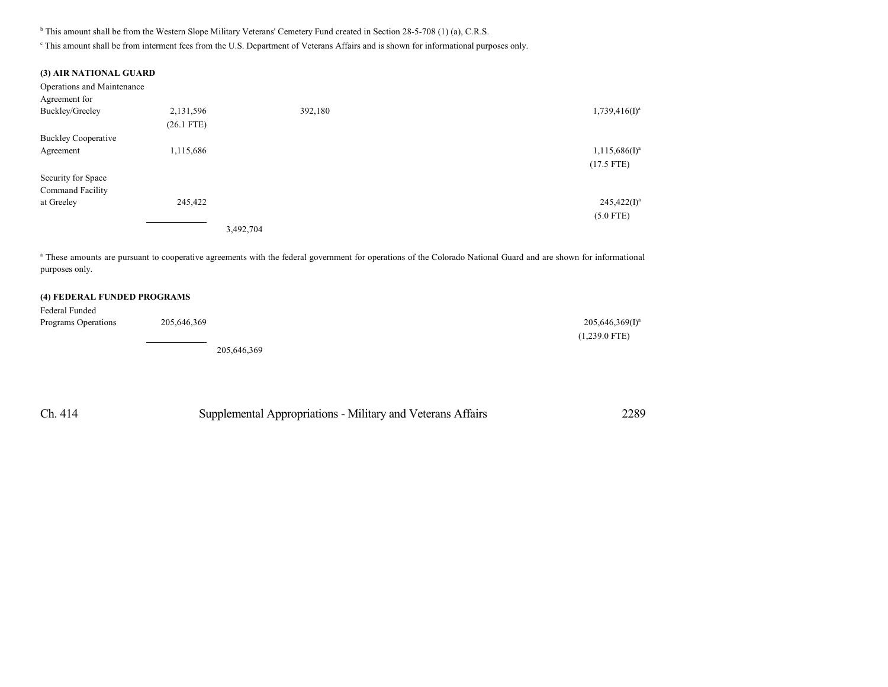[b] This amount shall be from the Western Slope Military Veterans' Cemetery Fund created in Section 28-5-708 (1) (a), C.R.S.

[c] This amount shall be from interment fees from the U.S. Department of Veterans Affairs and is shown for informational purposes only.

**(3) AIR NATIONAL GUARD**

| | | | | |
|---|---|---|---|---|
| Operations and Maintenance Agreement for Buckley/Greeley | 2,131,596 (26.1 FTE) | | 392,180 | 1,739,416(I)[a] |
| Buckley Cooperative Agreement | 1,115,686 | | | 1,115,686(I)[a] (17.5 FTE) |
| Security for Space Command Facility at Greeley | 245,422 | | | 245,422(I)[a] (5.0 FTE) |
| | | 3,492,704 | | |

[a] These amounts are pursuant to cooperative agreements with the federal government for operations of the Colorado National Guard and are shown for informational purposes only.

**(4) FEDERAL FUNDED PROGRAMS**

| | | | |
|---|---|---|---|
| Federal Funded Programs Operations | 205,646,369 | | 205,646,369(I)[a] (1,239.0 FTE) |
| | | 205,646,369 | |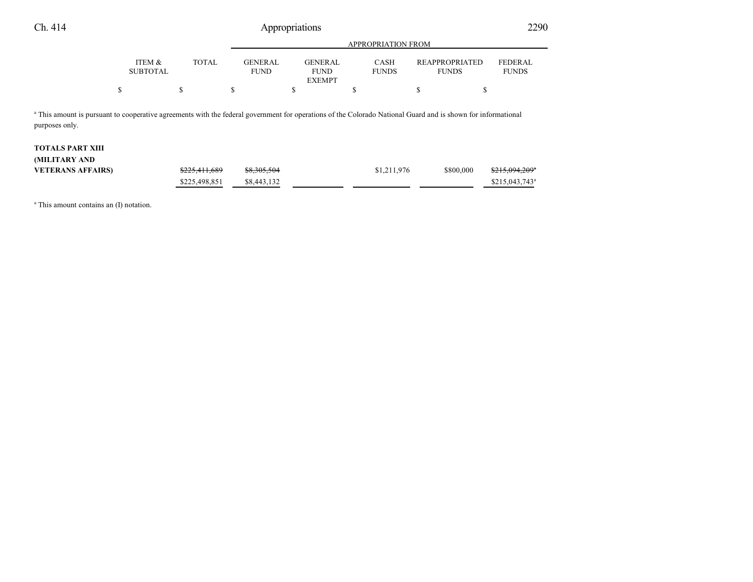| | ITEM & SUBTOTAL | TOTAL | APPROPRIATION FROM GENERAL FUND | GENERAL FUND EXEMPT | CASH FUNDS | REAPPROPRIATED FUNDS | FEDERAL FUNDS |
|---|---|---|---|---|---|---|---|
| | $ | $ | $ | $ | $ | $ | $ |

[a] This amount is pursuant to cooperative agreements with the federal government for operations of the Colorado National Guard and is shown for informational purposes only.

| | ITEM & SUBTOTAL | TOTAL | GENERAL FUND | GENERAL FUND EXEMPT | CASH FUNDS | REAPPROPRIATED FUNDS | FEDERAL FUNDS |
|---|---|---|---|---|---|---|---|
| **TOTALS PART XIII (MILITARY AND VETERANS AFFAIRS)** | | ~~$225,411,689~~ | ~~$8,305,504~~ | | $1,211,976 | $800,000 | ~~$215,094,209~~[a] |
| | | $225,498,851 | $8,443,132 | | | | $215,043,743[a] |

[a] This amount contains an (I) notation.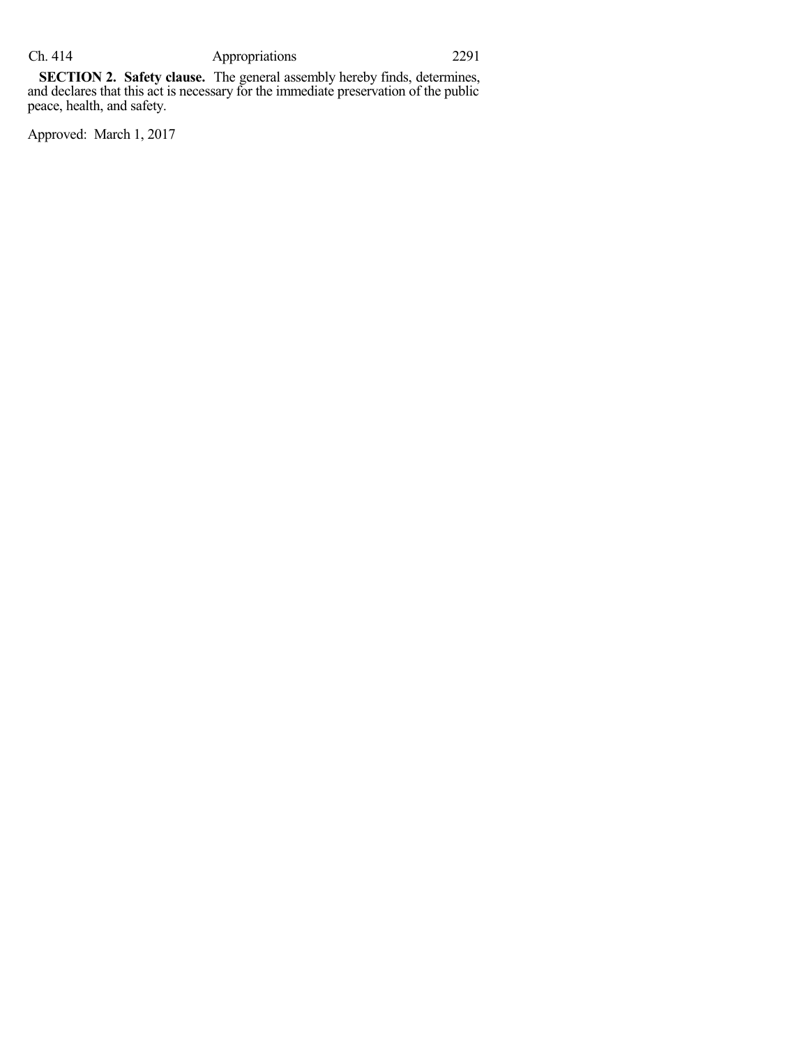**SECTION 2. Safety clause.** The general assembly hereby finds, determines, and declares that this act is necessary for the immediate preservation of the public peace, health, and safety.

Approved: March 1, 2017